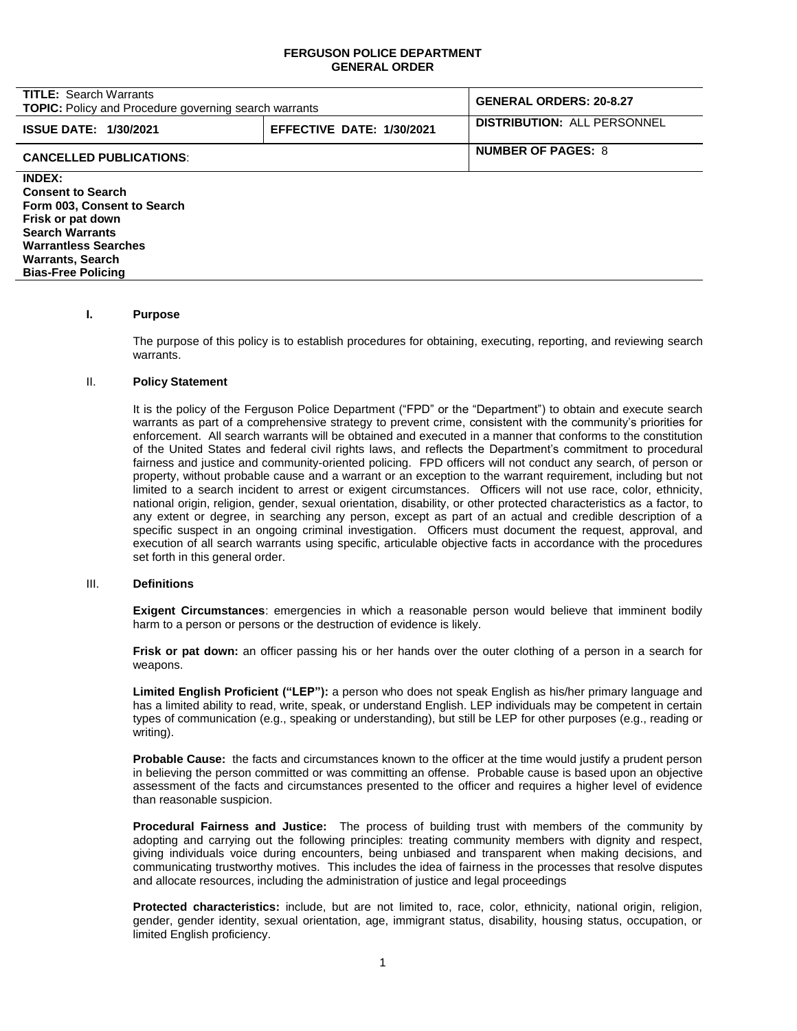# FERGUSON POLICE DEPARTMENT
## GENERAL ORDER

| **TITLE:** Search Warrants<br>**TOPIC:** Policy and Procedure governing search warrants | | **GENERAL ORDERS: 20-8.27** |
|---|---|---|
| **ISSUE DATE: 1/30/2021** | **EFFECTIVE DATE: 1/30/2021** | **DISTRIBUTION:** ALL PERSONNEL |
| **CANCELLED PUBLICATIONS**: | | **NUMBER OF PAGES:** 8 |

**INDEX:**
**Consent to Search**
**Form 003, Consent to Search**
**Frisk or pat down**
**Search Warrants**
**Warrantless Searches**
**Warrants, Search**
**Bias-Free Policing**

## I. Purpose

The purpose of this policy is to establish procedures for obtaining, executing, reporting, and reviewing search warrants.

## II. Policy Statement

It is the policy of the Ferguson Police Department ("FPD" or the "Department") to obtain and execute search warrants as part of a comprehensive strategy to prevent crime, consistent with the community's priorities for enforcement. All search warrants will be obtained and executed in a manner that conforms to the constitution of the United States and federal civil rights laws, and reflects the Department's commitment to procedural fairness and justice and community-oriented policing. FPD officers will not conduct any search, of person or property, without probable cause and a warrant or an exception to the warrant requirement, including but not limited to a search incident to arrest or exigent circumstances. Officers will not use race, color, ethnicity, national origin, religion, gender, sexual orientation, disability, or other protected characteristics as a factor, to any extent or degree, in searching any person, except as part of an actual and credible description of a specific suspect in an ongoing criminal investigation. Officers must document the request, approval, and execution of all search warrants using specific, articulable objective facts in accordance with the procedures set forth in this general order.

## III. Definitions

**Exigent Circumstances**: emergencies in which a reasonable person would believe that imminent bodily harm to a person or persons or the destruction of evidence is likely.

**Frisk or pat down:** an officer passing his or her hands over the outer clothing of a person in a search for weapons.

**Limited English Proficient ("LEP"):** a person who does not speak English as his/her primary language and has a limited ability to read, write, speak, or understand English. LEP individuals may be competent in certain types of communication (e.g., speaking or understanding), but still be LEP for other purposes (e.g., reading or writing).

**Probable Cause:** the facts and circumstances known to the officer at the time would justify a prudent person in believing the person committed or was committing an offense. Probable cause is based upon an objective assessment of the facts and circumstances presented to the officer and requires a higher level of evidence than reasonable suspicion.

**Procedural Fairness and Justice:** The process of building trust with members of the community by adopting and carrying out the following principles: treating community members with dignity and respect, giving individuals voice during encounters, being unbiased and transparent when making decisions, and communicating trustworthy motives. This includes the idea of fairness in the processes that resolve disputes and allocate resources, including the administration of justice and legal proceedings

**Protected characteristics:** include, but are not limited to, race, color, ethnicity, national origin, religion, gender, gender identity, sexual orientation, age, immigrant status, disability, housing status, occupation, or limited English proficiency.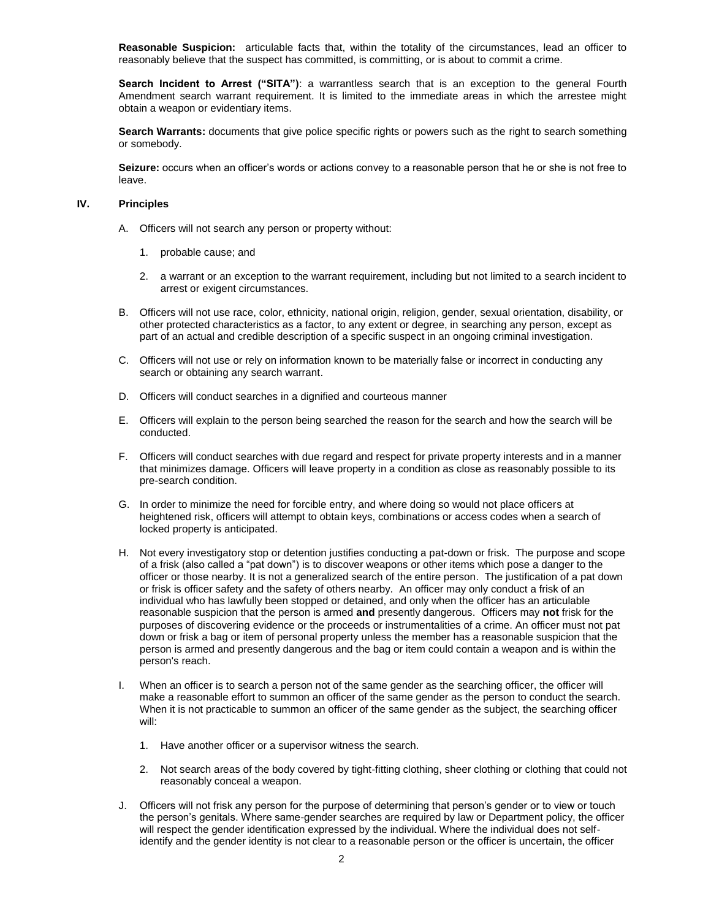**Reasonable Suspicion:** articulable facts that, within the totality of the circumstances, lead an officer to reasonably believe that the suspect has committed, is committing, or is about to commit a crime.

**Search Incident to Arrest ("SITA")**: a warrantless search that is an exception to the general Fourth Amendment search warrant requirement. It is limited to the immediate areas in which the arrestee might obtain a weapon or evidentiary items.

**Search Warrants:** documents that give police specific rights or powers such as the right to search something or somebody.

**Seizure:** occurs when an officer's words or actions convey to a reasonable person that he or she is not free to leave.

## IV. Principles

A. Officers will not search any person or property without:

   1. probable cause; and

   2. a warrant or an exception to the warrant requirement, including but not limited to a search incident to arrest or exigent circumstances.

B. Officers will not use race, color, ethnicity, national origin, religion, gender, sexual orientation, disability, or other protected characteristics as a factor, to any extent or degree, in searching any person, except as part of an actual and credible description of a specific suspect in an ongoing criminal investigation.

C. Officers will not use or rely on information known to be materially false or incorrect in conducting any search or obtaining any search warrant.

D. Officers will conduct searches in a dignified and courteous manner

E. Officers will explain to the person being searched the reason for the search and how the search will be conducted.

F. Officers will conduct searches with due regard and respect for private property interests and in a manner that minimizes damage. Officers will leave property in a condition as close as reasonably possible to its pre-search condition.

G. In order to minimize the need for forcible entry, and where doing so would not place officers at heightened risk, officers will attempt to obtain keys, combinations or access codes when a search of locked property is anticipated.

H. Not every investigatory stop or detention justifies conducting a pat-down or frisk. The purpose and scope of a frisk (also called a "pat down") is to discover weapons or other items which pose a danger to the officer or those nearby. It is not a generalized search of the entire person. The justification of a pat down or frisk is officer safety and the safety of others nearby. An officer may only conduct a frisk of an individual who has lawfully been stopped or detained, and only when the officer has an articulable reasonable suspicion that the person is armed **and** presently dangerous. Officers may **not** frisk for the purposes of discovering evidence or the proceeds or instrumentalities of a crime. An officer must not pat down or frisk a bag or item of personal property unless the member has a reasonable suspicion that the person is armed and presently dangerous and the bag or item could contain a weapon and is within the person's reach.

I. When an officer is to search a person not of the same gender as the searching officer, the officer will make a reasonable effort to summon an officer of the same gender as the person to conduct the search. When it is not practicable to summon an officer of the same gender as the subject, the searching officer will:

   1. Have another officer or a supervisor witness the search.

   2. Not search areas of the body covered by tight-fitting clothing, sheer clothing or clothing that could not reasonably conceal a weapon.

J. Officers will not frisk any person for the purpose of determining that person's gender or to view or touch the person's genitals. Where same-gender searches are required by law or Department policy, the officer will respect the gender identification expressed by the individual. Where the individual does not self-identify and the gender identity is not clear to a reasonable person or the officer is uncertain, the officer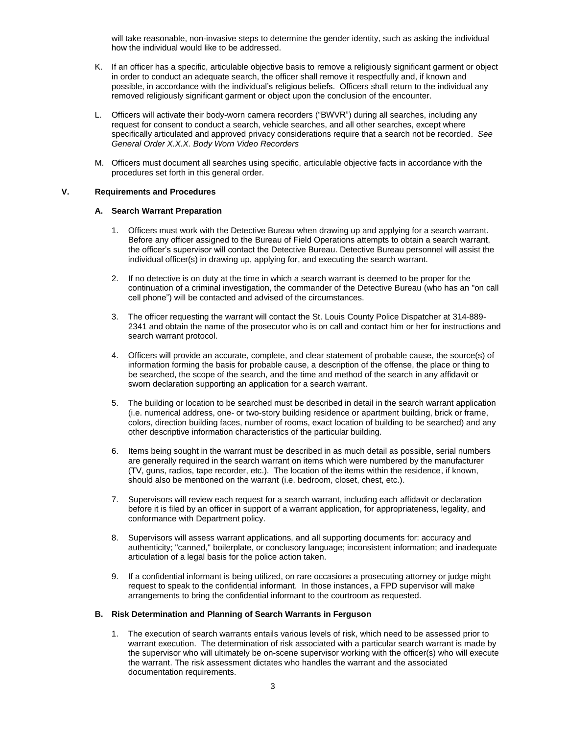will take reasonable, non-invasive steps to determine the gender identity, such as asking the individual how the individual would like to be addressed.

K. If an officer has a specific, articulable objective basis to remove a religiously significant garment or object in order to conduct an adequate search, the officer shall remove it respectfully and, if known and possible, in accordance with the individual's religious beliefs. Officers shall return to the individual any removed religiously significant garment or object upon the conclusion of the encounter.

L. Officers will activate their body-worn camera recorders ("BWVR") during all searches, including any request for consent to conduct a search, vehicle searches, and all other searches, except where specifically articulated and approved privacy considerations require that a search not be recorded. *See General Order X.X.X. Body Worn Video Recorders*

M. Officers must document all searches using specific, articulable objective facts in accordance with the procedures set forth in this general order.

## V. Requirements and Procedures

### A. Search Warrant Preparation

1. Officers must work with the Detective Bureau when drawing up and applying for a search warrant. Before any officer assigned to the Bureau of Field Operations attempts to obtain a search warrant, the officer's supervisor will contact the Detective Bureau. Detective Bureau personnel will assist the individual officer(s) in drawing up, applying for, and executing the search warrant.

2. If no detective is on duty at the time in which a search warrant is deemed to be proper for the continuation of a criminal investigation, the commander of the Detective Bureau (who has an "on call cell phone") will be contacted and advised of the circumstances.

3. The officer requesting the warrant will contact the St. Louis County Police Dispatcher at 314-889-2341 and obtain the name of the prosecutor who is on call and contact him or her for instructions and search warrant protocol.

4. Officers will provide an accurate, complete, and clear statement of probable cause, the source(s) of information forming the basis for probable cause, a description of the offense, the place or thing to be searched, the scope of the search, and the time and method of the search in any affidavit or sworn declaration supporting an application for a search warrant.

5. The building or location to be searched must be described in detail in the search warrant application (i.e. numerical address, one- or two-story building residence or apartment building, brick or frame, colors, direction building faces, number of rooms, exact location of building to be searched) and any other descriptive information characteristics of the particular building.

6. Items being sought in the warrant must be described in as much detail as possible, serial numbers are generally required in the search warrant on items which were numbered by the manufacturer (TV, guns, radios, tape recorder, etc.). The location of the items within the residence, if known, should also be mentioned on the warrant (i.e. bedroom, closet, chest, etc.).

7. Supervisors will review each request for a search warrant, including each affidavit or declaration before it is filed by an officer in support of a warrant application, for appropriateness, legality, and conformance with Department policy.

8. Supervisors will assess warrant applications, and all supporting documents for: accuracy and authenticity; "canned," boilerplate, or conclusory language; inconsistent information; and inadequate articulation of a legal basis for the police action taken.

9. If a confidential informant is being utilized, on rare occasions a prosecuting attorney or judge might request to speak to the confidential informant. In those instances, a FPD supervisor will make arrangements to bring the confidential informant to the courtroom as requested.

### B. Risk Determination and Planning of Search Warrants in Ferguson

1. The execution of search warrants entails various levels of risk, which need to be assessed prior to warrant execution. The determination of risk associated with a particular search warrant is made by the supervisor who will ultimately be on-scene supervisor working with the officer(s) who will execute the warrant. The risk assessment dictates who handles the warrant and the associated documentation requirements.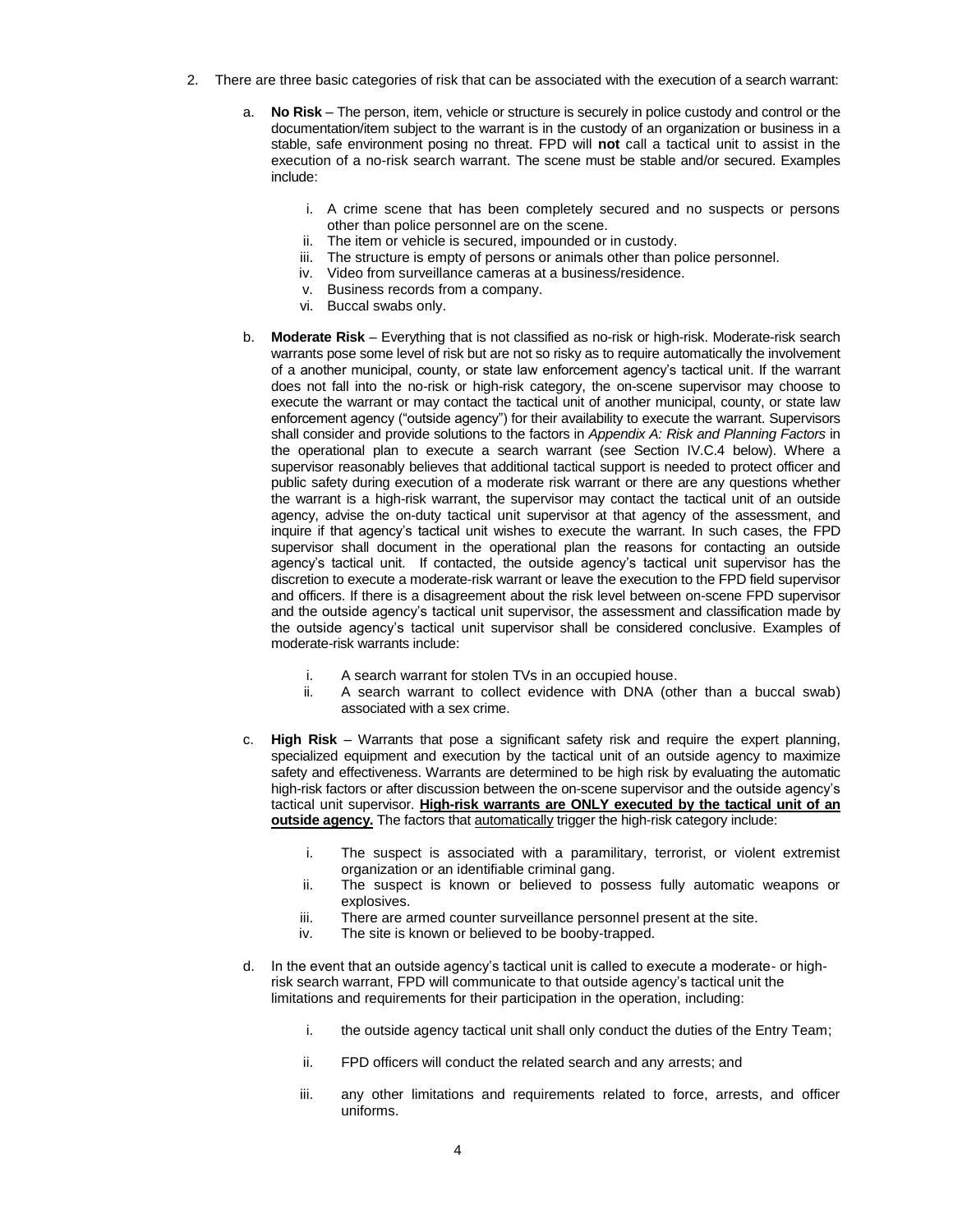2. There are three basic categories of risk that can be associated with the execution of a search warrant:

   a. **No Risk** – The person, item, vehicle or structure is securely in police custody and control or the documentation/item subject to the warrant is in the custody of an organization or business in a stable, safe environment posing no threat. FPD will **not** call a tactical unit to assist in the execution of a no-risk search warrant. The scene must be stable and/or secured. Examples include:

      i. A crime scene that has been completely secured and no suspects or persons other than police personnel are on the scene.
      ii. The item or vehicle is secured, impounded or in custody.
      iii. The structure is empty of persons or animals other than police personnel.
      iv. Video from surveillance cameras at a business/residence.
      v. Business records from a company.
      vi. Buccal swabs only.

   b. **Moderate Risk** – Everything that is not classified as no-risk or high-risk. Moderate-risk search warrants pose some level of risk but are not so risky as to require automatically the involvement of a another municipal, county, or state law enforcement agency's tactical unit. If the warrant does not fall into the no-risk or high-risk category, the on-scene supervisor may choose to execute the warrant or may contact the tactical unit of another municipal, county, or state law enforcement agency ("outside agency") for their availability to execute the warrant. Supervisors shall consider and provide solutions to the factors in *Appendix A: Risk and Planning Factors* in the operational plan to execute a search warrant (see Section IV.C.4 below). Where a supervisor reasonably believes that additional tactical support is needed to protect officer and public safety during execution of a moderate risk warrant or there are any questions whether the warrant is a high-risk warrant, the supervisor may contact the tactical unit of an outside agency, advise the on-duty tactical unit supervisor at that agency of the assessment, and inquire if that agency's tactical unit wishes to execute the warrant. In such cases, the FPD supervisor shall document in the operational plan the reasons for contacting an outside agency's tactical unit. If contacted, the outside agency's tactical unit supervisor has the discretion to execute a moderate-risk warrant or leave the execution to the FPD field supervisor and officers. If there is a disagreement about the risk level between on-scene FPD supervisor and the outside agency's tactical unit supervisor, the assessment and classification made by the outside agency's tactical unit supervisor shall be considered conclusive. Examples of moderate-risk warrants include:

      i. A search warrant for stolen TVs in an occupied house.
      ii. A search warrant to collect evidence with DNA (other than a buccal swab) associated with a sex crime.

   c. **High Risk** – Warrants that pose a significant safety risk and require the expert planning, specialized equipment and execution by the tactical unit of an outside agency to maximize safety and effectiveness. Warrants are determined to be high risk by evaluating the automatic high-risk factors or after discussion between the on-scene supervisor and the outside agency's tactical unit supervisor. **High-risk warrants are ONLY executed by the tactical unit of an outside agency.** The factors that automatically trigger the high-risk category include:

      i. The suspect is associated with a paramilitary, terrorist, or violent extremist organization or an identifiable criminal gang.
      ii. The suspect is known or believed to possess fully automatic weapons or explosives.
      iii. There are armed counter surveillance personnel present at the site.
      iv. The site is known or believed to be booby-trapped.

   d. In the event that an outside agency's tactical unit is called to execute a moderate- or high-risk search warrant, FPD will communicate to that outside agency's tactical unit the limitations and requirements for their participation in the operation, including:

      i. the outside agency tactical unit shall only conduct the duties of the Entry Team;

      ii. FPD officers will conduct the related search and any arrests; and

      iii. any other limitations and requirements related to force, arrests, and officer uniforms.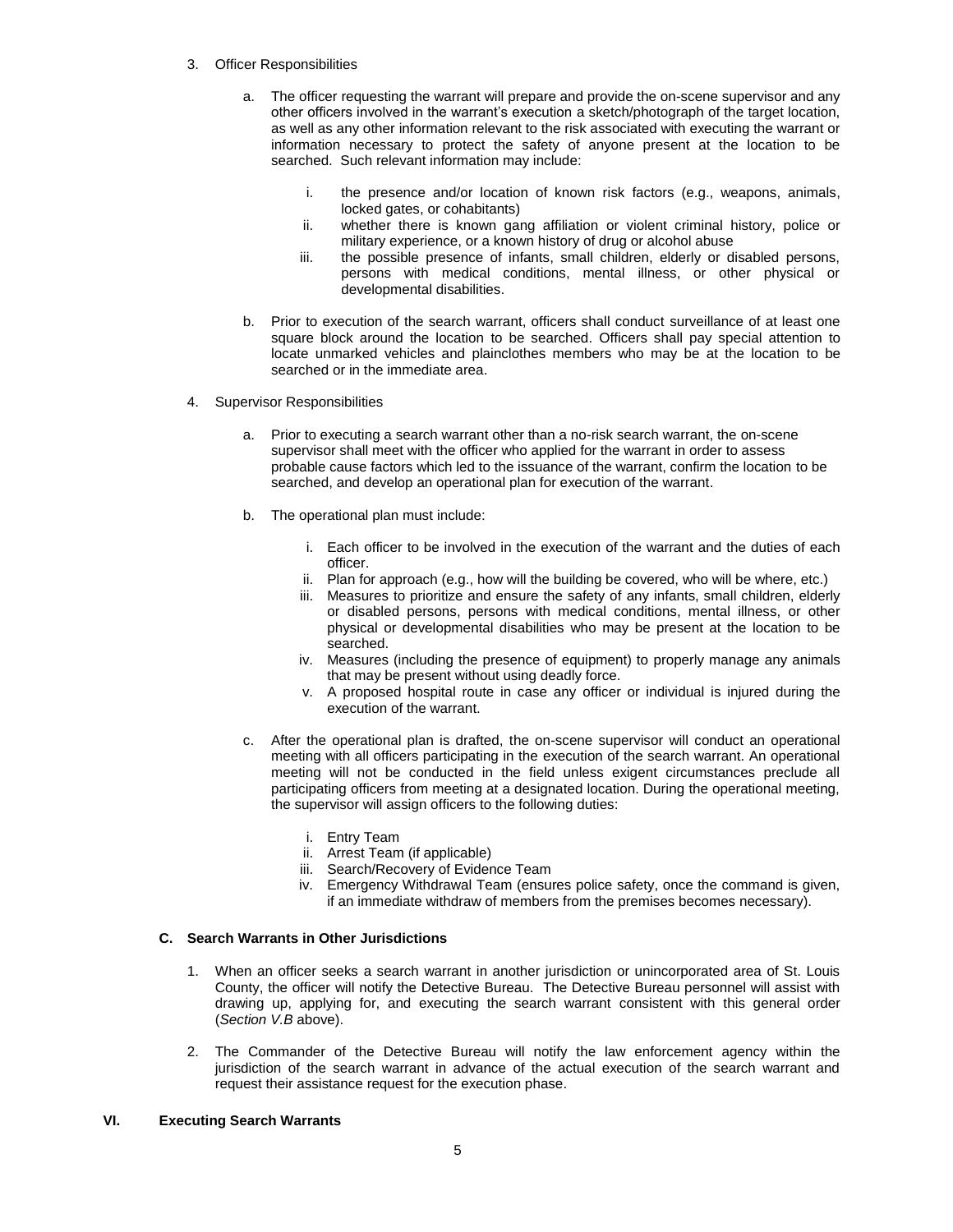3. Officer Responsibilities

   a. The officer requesting the warrant will prepare and provide the on-scene supervisor and any other officers involved in the warrant's execution a sketch/photograph of the target location, as well as any other information relevant to the risk associated with executing the warrant or information necessary to protect the safety of anyone present at the location to be searched. Such relevant information may include:

      i. the presence and/or location of known risk factors (e.g., weapons, animals, locked gates, or cohabitants)
      ii. whether there is known gang affiliation or violent criminal history, police or military experience, or a known history of drug or alcohol abuse
      iii. the possible presence of infants, small children, elderly or disabled persons, persons with medical conditions, mental illness, or other physical or developmental disabilities.

   b. Prior to execution of the search warrant, officers shall conduct surveillance of at least one square block around the location to be searched. Officers shall pay special attention to locate unmarked vehicles and plainclothes members who may be at the location to be searched or in the immediate area.

4. Supervisor Responsibilities

   a. Prior to executing a search warrant other than a no-risk search warrant, the on-scene supervisor shall meet with the officer who applied for the warrant in order to assess probable cause factors which led to the issuance of the warrant, confirm the location to be searched, and develop an operational plan for execution of the warrant.

   b. The operational plan must include:

      i. Each officer to be involved in the execution of the warrant and the duties of each officer.
      ii. Plan for approach (e.g., how will the building be covered, who will be where, etc.)
      iii. Measures to prioritize and ensure the safety of any infants, small children, elderly or disabled persons, persons with medical conditions, mental illness, or other physical or developmental disabilities who may be present at the location to be searched.
      iv. Measures (including the presence of equipment) to properly manage any animals that may be present without using deadly force.
      v. A proposed hospital route in case any officer or individual is injured during the execution of the warrant.

   c. After the operational plan is drafted, the on-scene supervisor will conduct an operational meeting with all officers participating in the execution of the search warrant. An operational meeting will not be conducted in the field unless exigent circumstances preclude all participating officers from meeting at a designated location. During the operational meeting, the supervisor will assign officers to the following duties:

      i. Entry Team
      ii. Arrest Team (if applicable)
      iii. Search/Recovery of Evidence Team
      iv. Emergency Withdrawal Team (ensures police safety, once the command is given, if an immediate withdraw of members from the premises becomes necessary).

### C. Search Warrants in Other Jurisdictions

1. When an officer seeks a search warrant in another jurisdiction or unincorporated area of St. Louis County, the officer will notify the Detective Bureau. The Detective Bureau personnel will assist with drawing up, applying for, and executing the search warrant consistent with this general order (*Section V.B* above).

2. The Commander of the Detective Bureau will notify the law enforcement agency within the jurisdiction of the search warrant in advance of the actual execution of the search warrant and request their assistance request for the execution phase.

## VI. Executing Search Warrants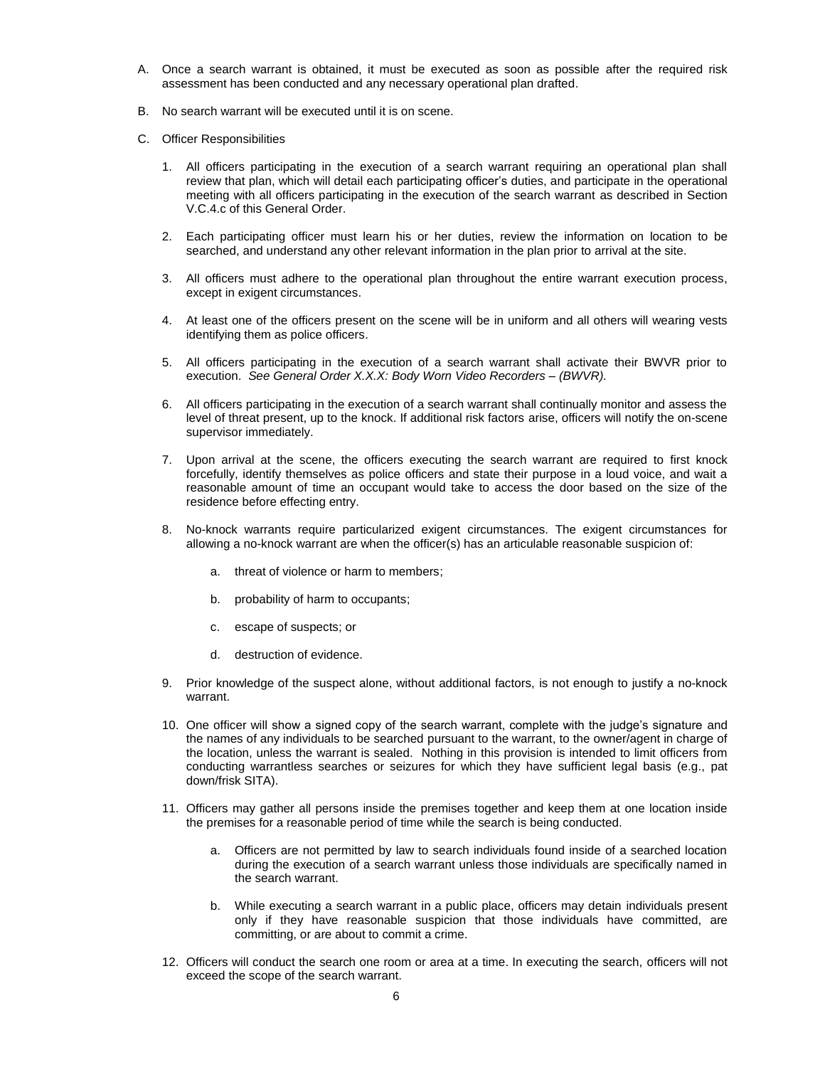A. Once a search warrant is obtained, it must be executed as soon as possible after the required risk assessment has been conducted and any necessary operational plan drafted.

B. No search warrant will be executed until it is on scene.

C. Officer Responsibilities

1. All officers participating in the execution of a search warrant requiring an operational plan shall review that plan, which will detail each participating officer's duties, and participate in the operational meeting with all officers participating in the execution of the search warrant as described in Section V.C.4.c of this General Order.

2. Each participating officer must learn his or her duties, review the information on location to be searched, and understand any other relevant information in the plan prior to arrival at the site.

3. All officers must adhere to the operational plan throughout the entire warrant execution process, except in exigent circumstances.

4. At least one of the officers present on the scene will be in uniform and all others will wearing vests identifying them as police officers.

5. All officers participating in the execution of a search warrant shall activate their BWVR prior to execution. *See General Order X.X.X: Body Worn Video Recorders – (BWVR).*

6. All officers participating in the execution of a search warrant shall continually monitor and assess the level of threat present, up to the knock. If additional risk factors arise, officers will notify the on-scene supervisor immediately.

7. Upon arrival at the scene, the officers executing the search warrant are required to first knock forcefully, identify themselves as police officers and state their purpose in a loud voice, and wait a reasonable amount of time an occupant would take to access the door based on the size of the residence before effecting entry.

8. No-knock warrants require particularized exigent circumstances. The exigent circumstances for allowing a no-knock warrant are when the officer(s) has an articulable reasonable suspicion of:

    a. threat of violence or harm to members;

    b. probability of harm to occupants;

    c. escape of suspects; or

    d. destruction of evidence.

9. Prior knowledge of the suspect alone, without additional factors, is not enough to justify a no-knock warrant.

10. One officer will show a signed copy of the search warrant, complete with the judge's signature and the names of any individuals to be searched pursuant to the warrant, to the owner/agent in charge of the location, unless the warrant is sealed. Nothing in this provision is intended to limit officers from conducting warrantless searches or seizures for which they have sufficient legal basis (e.g., pat down/frisk SITA).

11. Officers may gather all persons inside the premises together and keep them at one location inside the premises for a reasonable period of time while the search is being conducted.

    a. Officers are not permitted by law to search individuals found inside of a searched location during the execution of a search warrant unless those individuals are specifically named in the search warrant.

    b. While executing a search warrant in a public place, officers may detain individuals present only if they have reasonable suspicion that those individuals have committed, are committing, or are about to commit a crime.

12. Officers will conduct the search one room or area at a time. In executing the search, officers will not exceed the scope of the search warrant.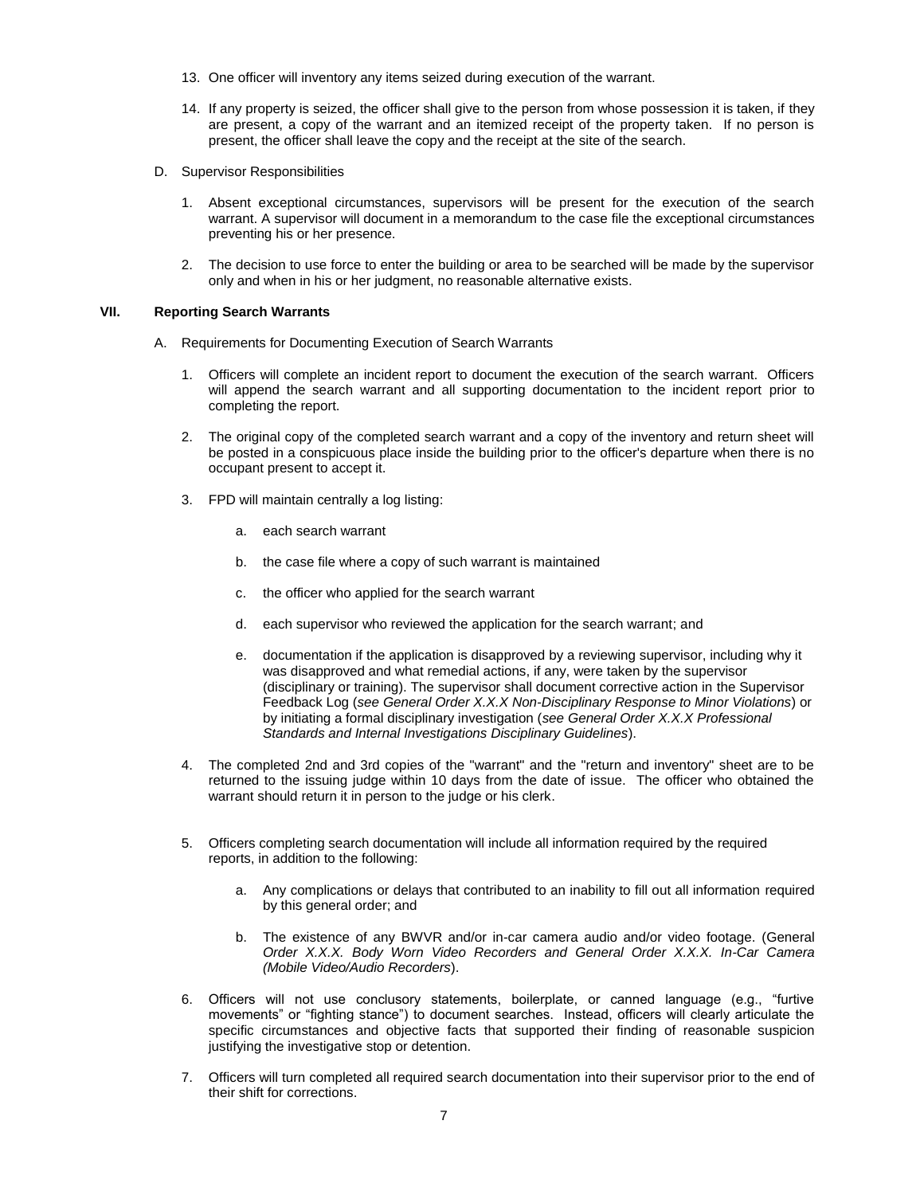13. One officer will inventory any items seized during execution of the warrant.

14. If any property is seized, the officer shall give to the person from whose possession it is taken, if they are present, a copy of the warrant and an itemized receipt of the property taken. If no person is present, the officer shall leave the copy and the receipt at the site of the search.

D. Supervisor Responsibilities

1. Absent exceptional circumstances, supervisors will be present for the execution of the search warrant. A supervisor will document in a memorandum to the case file the exceptional circumstances preventing his or her presence.

2. The decision to use force to enter the building or area to be searched will be made by the supervisor only and when in his or her judgment, no reasonable alternative exists.

## VII. Reporting Search Warrants

A. Requirements for Documenting Execution of Search Warrants

1. Officers will complete an incident report to document the execution of the search warrant. Officers will append the search warrant and all supporting documentation to the incident report prior to completing the report.

2. The original copy of the completed search warrant and a copy of the inventory and return sheet will be posted in a conspicuous place inside the building prior to the officer's departure when there is no occupant present to accept it.

3. FPD will maintain centrally a log listing:

   a. each search warrant

   b. the case file where a copy of such warrant is maintained

   c. the officer who applied for the search warrant

   d. each supervisor who reviewed the application for the search warrant; and

   e. documentation if the application is disapproved by a reviewing supervisor, including why it was disapproved and what remedial actions, if any, were taken by the supervisor (disciplinary or training). The supervisor shall document corrective action in the Supervisor Feedback Log (*see General Order X.X.X Non-Disciplinary Response to Minor Violations*) or by initiating a formal disciplinary investigation (*see General Order X.X.X Professional Standards and Internal Investigations Disciplinary Guidelines*).

4. The completed 2nd and 3rd copies of the "warrant" and the "return and inventory" sheet are to be returned to the issuing judge within 10 days from the date of issue. The officer who obtained the warrant should return it in person to the judge or his clerk.

5. Officers completing search documentation will include all information required by the required reports, in addition to the following:

   a. Any complications or delays that contributed to an inability to fill out all information required by this general order; and

   b. The existence of any BWVR and/or in-car camera audio and/or video footage. (General *Order X.X.X. Body Worn Video Recorders and General Order X.X.X. In-Car Camera (Mobile Video/Audio Recorders*).

6. Officers will not use conclusory statements, boilerplate, or canned language (e.g., "furtive movements" or "fighting stance") to document searches. Instead, officers will clearly articulate the specific circumstances and objective facts that supported their finding of reasonable suspicion justifying the investigative stop or detention.

7. Officers will turn completed all required search documentation into their supervisor prior to the end of their shift for corrections.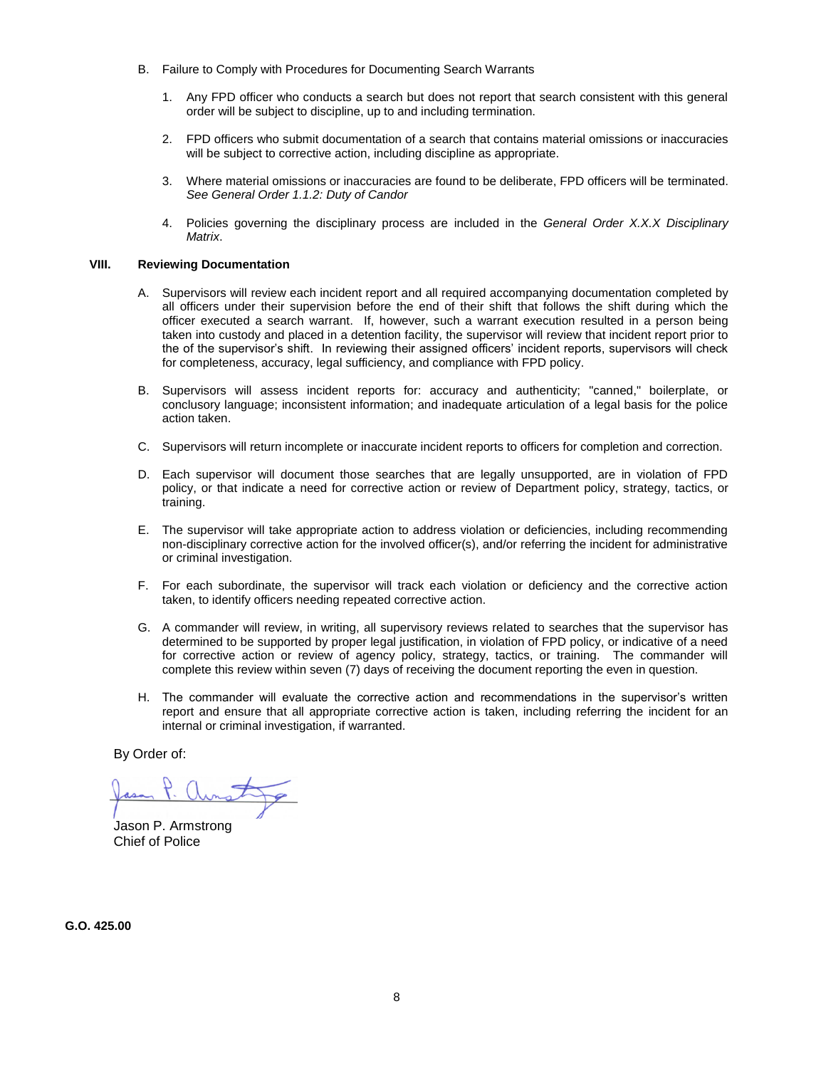B. Failure to Comply with Procedures for Documenting Search Warrants

1. Any FPD officer who conducts a search but does not report that search consistent with this general order will be subject to discipline, up to and including termination.

2. FPD officers who submit documentation of a search that contains material omissions or inaccuracies will be subject to corrective action, including discipline as appropriate.

3. Where material omissions or inaccuracies are found to be deliberate, FPD officers will be terminated. *See General Order 1.1.2: Duty of Candor*

4. Policies governing the disciplinary process are included in the *General Order X.X.X Disciplinary Matrix*.

## VIII. Reviewing Documentation

A. Supervisors will review each incident report and all required accompanying documentation completed by all officers under their supervision before the end of their shift that follows the shift during which the officer executed a search warrant. If, however, such a warrant execution resulted in a person being taken into custody and placed in a detention facility, the supervisor will review that incident report prior to the of the supervisor's shift. In reviewing their assigned officers' incident reports, supervisors will check for completeness, accuracy, legal sufficiency, and compliance with FPD policy.

B. Supervisors will assess incident reports for: accuracy and authenticity; "canned," boilerplate, or conclusory language; inconsistent information; and inadequate articulation of a legal basis for the police action taken.

C. Supervisors will return incomplete or inaccurate incident reports to officers for completion and correction.

D. Each supervisor will document those searches that are legally unsupported, are in violation of FPD policy, or that indicate a need for corrective action or review of Department policy, strategy, tactics, or training.

E. The supervisor will take appropriate action to address violation or deficiencies, including recommending non-disciplinary corrective action for the involved officer(s), and/or referring the incident for administrative or criminal investigation.

F. For each subordinate, the supervisor will track each violation or deficiency and the corrective action taken, to identify officers needing repeated corrective action.

G. A commander will review, in writing, all supervisory reviews related to searches that the supervisor has determined to be supported by proper legal justification, in violation of FPD policy, or indicative of a need for corrective action or review of agency policy, strategy, tactics, or training. The commander will complete this review within seven (7) days of receiving the document reporting the even in question.

H. The commander will evaluate the corrective action and recommendations in the supervisor's written report and ensure that all appropriate corrective action is taken, including referring the incident for an internal or criminal investigation, if warranted.

By Order of:

Jason P. Armstrong
Chief of Police

**G.O. 425.00**